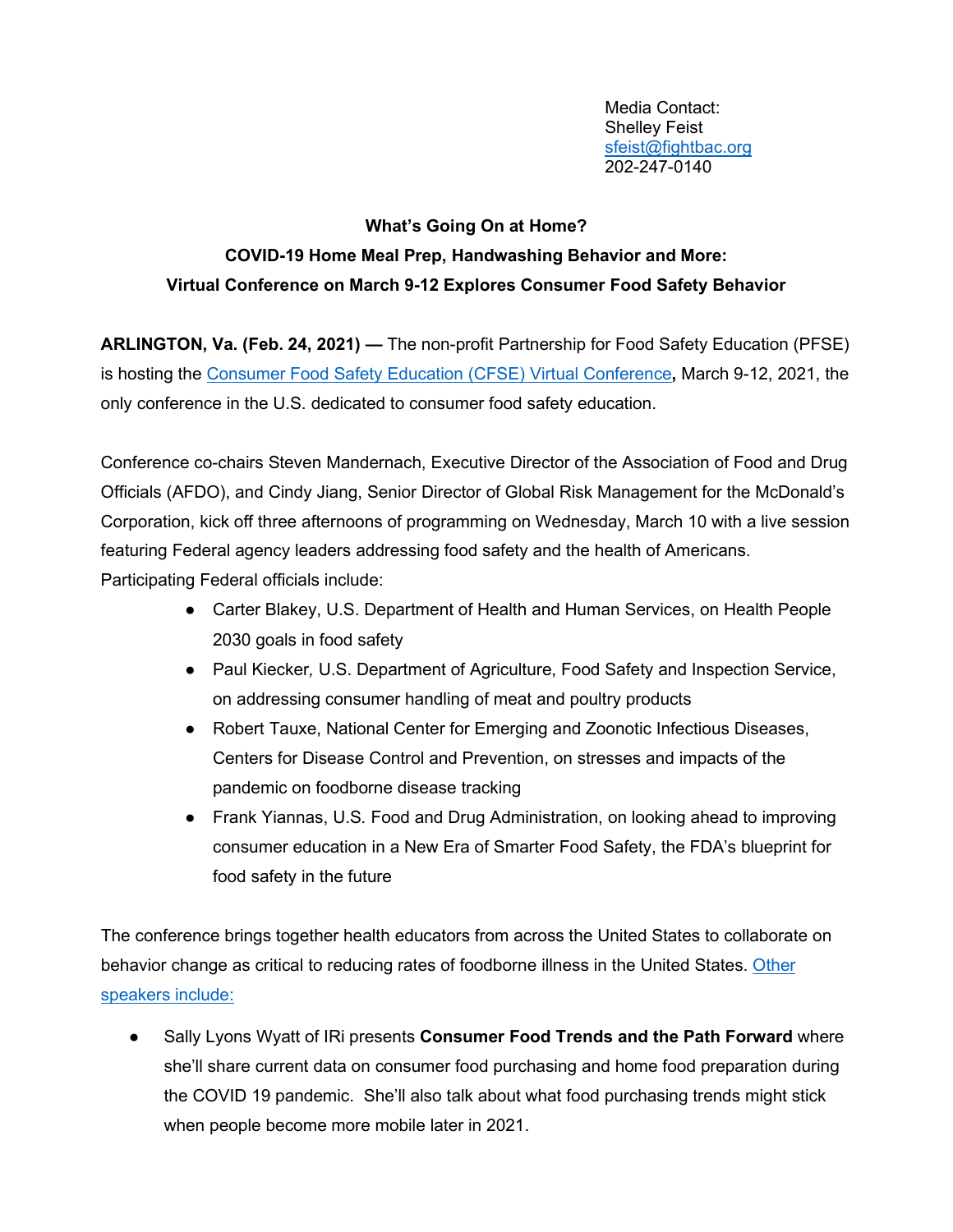Media Contact:
Shelley Feist
sfeist@fightbac.org
202-247-0140

**What's Going On at Home?**
**COVID-19 Home Meal Prep, Handwashing Behavior and More:**
**Virtual Conference on March 9-12 Explores Consumer Food Safety Behavior**

**ARLINGTON, Va. (Feb. 24, 2021) —** The non-profit Partnership for Food Safety Education (PFSE) is hosting the Consumer Food Safety Education (CFSE) Virtual Conference**,** March 9-12, 2021, the only conference in the U.S. dedicated to consumer food safety education.

Conference co-chairs Steven Mandernach, Executive Director of the Association of Food and Drug Officials (AFDO), and Cindy Jiang, Senior Director of Global Risk Management for the McDonald's Corporation, kick off three afternoons of programming on Wednesday, March 10 with a live session featuring Federal agency leaders addressing food safety and the health of Americans. Participating Federal officials include:

- Carter Blakey, U.S. Department of Health and Human Services, on Health People 2030 goals in food safety
- Paul Kiecker, U.S. Department of Agriculture, Food Safety and Inspection Service, on addressing consumer handling of meat and poultry products
- Robert Tauxe, National Center for Emerging and Zoonotic Infectious Diseases, Centers for Disease Control and Prevention, on stresses and impacts of the pandemic on foodborne disease tracking
- Frank Yiannas, U.S. Food and Drug Administration, on looking ahead to improving consumer education in a New Era of Smarter Food Safety, the FDA's blueprint for food safety in the future

The conference brings together health educators from across the United States to collaborate on behavior change as critical to reducing rates of foodborne illness in the United States. Other speakers include:

- Sally Lyons Wyatt of IRi presents **Consumer Food Trends and the Path Forward** where she'll share current data on consumer food purchasing and home food preparation during the COVID 19 pandemic. She'll also talk about what food purchasing trends might stick when people become more mobile later in 2021.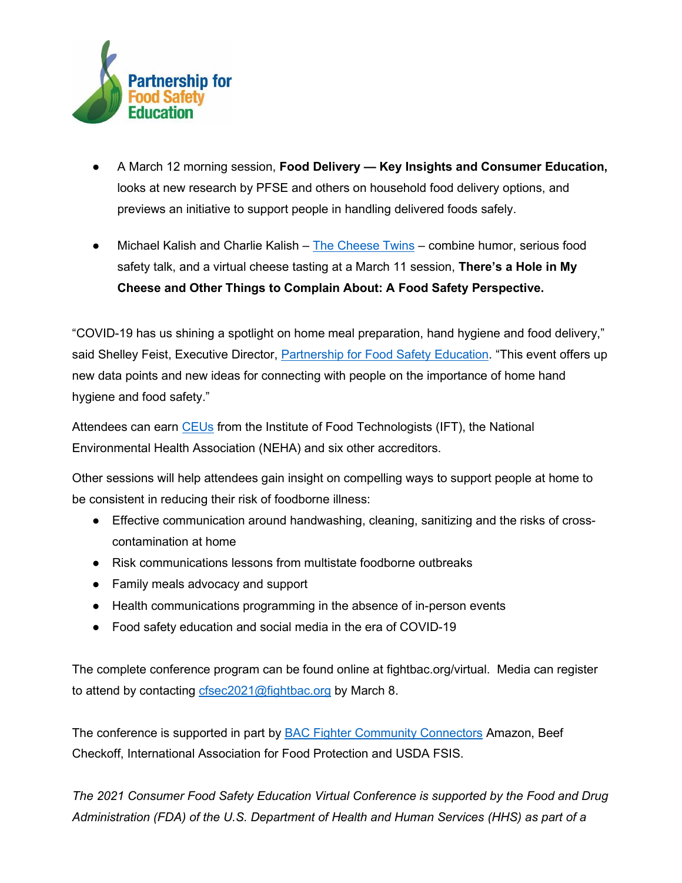- A March 12 morning session, **Food Delivery — Key Insights and Consumer Education,** looks at new research by PFSE and others on household food delivery options, and previews an initiative to support people in handling delivered foods safely.

- Michael Kalish and Charlie Kalish – The Cheese Twins – combine humor, serious food safety talk, and a virtual cheese tasting at a March 11 session, **There's a Hole in My Cheese and Other Things to Complain About: A Food Safety Perspective.**

"COVID-19 has us shining a spotlight on home meal preparation, hand hygiene and food delivery," said Shelley Feist, Executive Director, Partnership for Food Safety Education. "This event offers up new data points and new ideas for connecting with people on the importance of home hand hygiene and food safety."

Attendees can earn CEUs from the Institute of Food Technologists (IFT), the National Environmental Health Association (NEHA) and six other accreditors.

Other sessions will help attendees gain insight on compelling ways to support people at home to be consistent in reducing their risk of foodborne illness:

- Effective communication around handwashing, cleaning, sanitizing and the risks of cross-contamination at home
- Risk communications lessons from multistate foodborne outbreaks
- Family meals advocacy and support
- Health communications programming in the absence of in-person events
- Food safety education and social media in the era of COVID-19

The complete conference program can be found online at fightbac.org/virtual. Media can register to attend by contacting cfsec2021@fightbac.org by March 8.

The conference is supported in part by BAC Fighter Community Connectors Amazon, Beef Checkoff, International Association for Food Protection and USDA FSIS.

*The 2021 Consumer Food Safety Education Virtual Conference is supported by the Food and Drug Administration (FDA) of the U.S. Department of Health and Human Services (HHS) as part of a*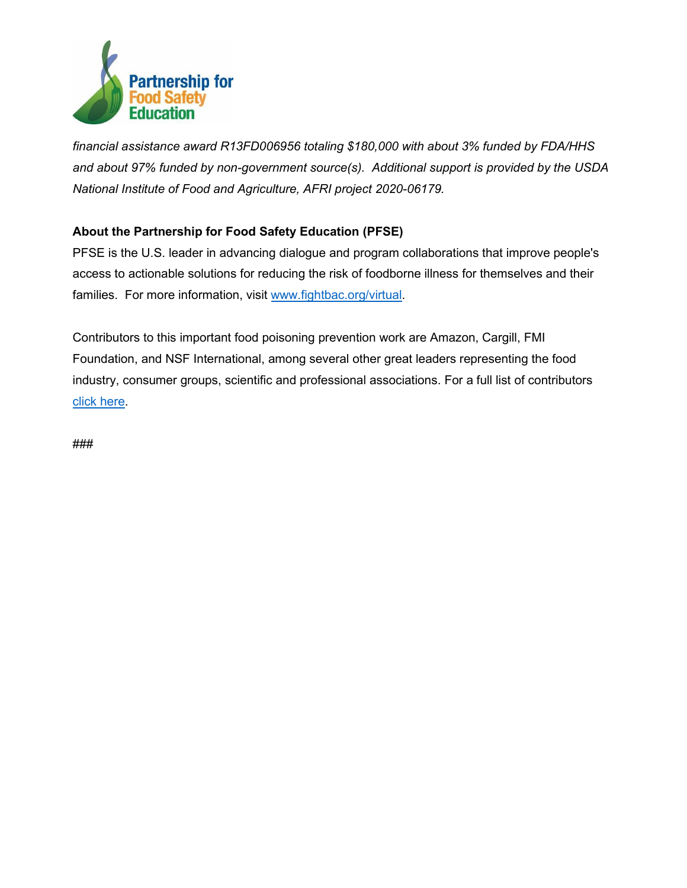*financial assistance award R13FD006956 totaling $180,000 with about 3% funded by FDA/HHS and about 97% funded by non-government source(s). Additional support is provided by the USDA National Institute of Food and Agriculture, AFRI project 2020-06179.*

**About the Partnership for Food Safety Education (PFSE)**

PFSE is the U.S. leader in advancing dialogue and program collaborations that improve people's access to actionable solutions for reducing the risk of foodborne illness for themselves and their families. For more information, visit [www.fightbac.org/virtual](www.fightbac.org/virtual).

Contributors to this important food poisoning prevention work are Amazon, Cargill, FMI Foundation, and NSF International, among several other great leaders representing the food industry, consumer groups, scientific and professional associations. For a full list of contributors click here.

###